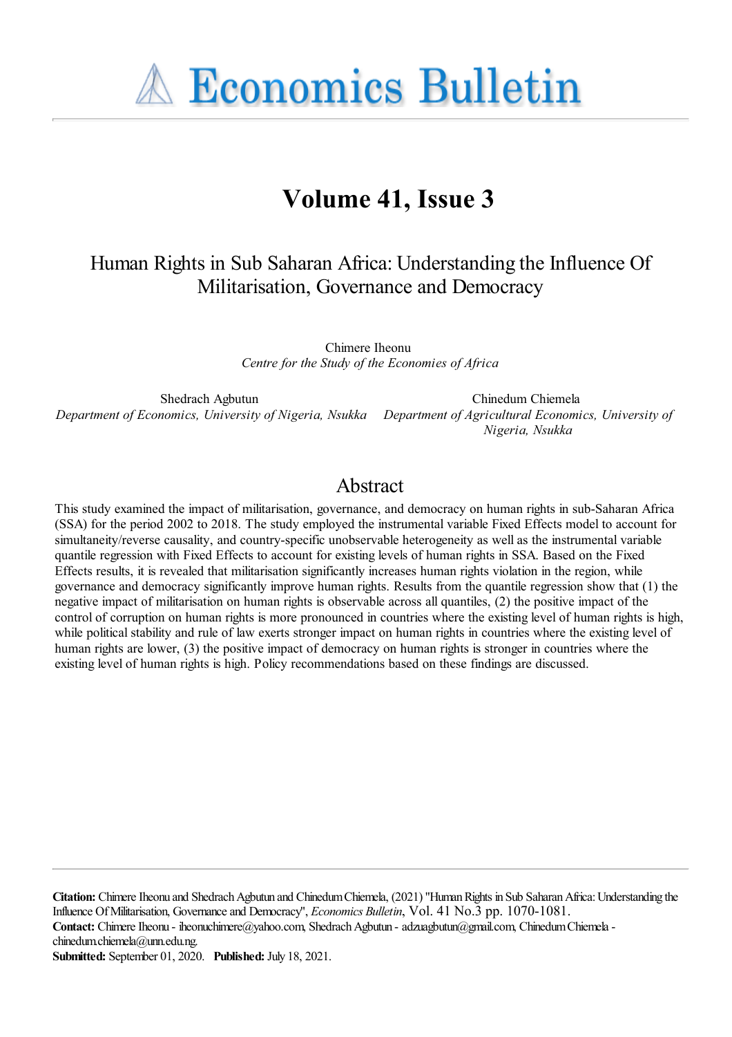# Economics Bulletin

## Volume 41, Issue 3

# Human Rights in Sub Saharan Africa: Understanding the Influence Of Militarisation, Governance and Democracy

Chimere Iheonu
*Centre for the Study of the Economies of Africa*

Shedrach Agbutun
*Department of Economics, University of Nigeria, Nsukka*

Chinedum Chiemela
*Department of Agricultural Economics, University of Nigeria, Nsukka*

## Abstract

This study examined the impact of militarisation, governance, and democracy on human rights in sub-Saharan Africa (SSA) for the period 2002 to 2018. The study employed the instrumental variable Fixed Effects model to account for simultaneity/reverse causality, and country-specific unobservable heterogeneity as well as the instrumental variable quantile regression with Fixed Effects to account for existing levels of human rights in SSA. Based on the Fixed Effects results, it is revealed that militarisation significantly increases human rights violation in the region, while governance and democracy significantly improve human rights. Results from the quantile regression show that (1) the negative impact of militarisation on human rights is observable across all quantiles, (2) the positive impact of the control of corruption on human rights is more pronounced in countries where the existing level of human rights is high, while political stability and rule of law exerts stronger impact on human rights in countries where the existing level of human rights are lower, (3) the positive impact of democracy on human rights is stronger in countries where the existing level of human rights is high. Policy recommendations based on these findings are discussed.

---

**Citation:** Chimere Iheonu and Shedrach Agbutun and Chinedum Chiemela, (2021) ''Human Rights in Sub Saharan Africa: Understanding the Influence Of Militarisation, Governance and Democracy'', *Economics Bulletin*, Vol. 41 No.3 pp. 1070-1081.
**Contact:** Chimere Iheonu - iheonuchimere@yahoo.com, Shedrach Agbutun - adzuagbutun@gmail.com, Chinedum Chiemela - chinedum.chiemela@unn.edu.ng.
**Submitted:** September 01, 2020. **Published:** July 18, 2021.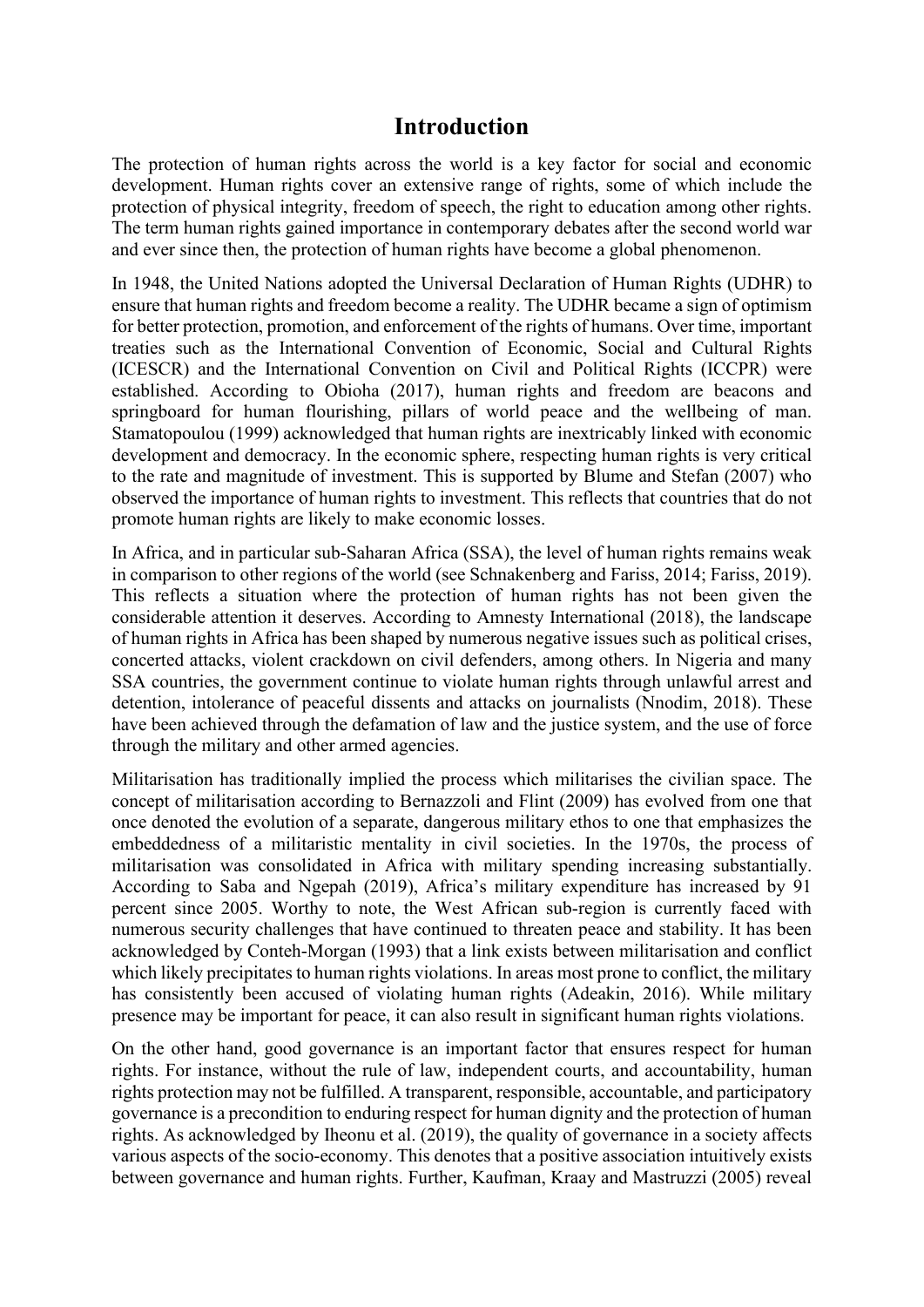# Introduction

The protection of human rights across the world is a key factor for social and economic development. Human rights cover an extensive range of rights, some of which include the protection of physical integrity, freedom of speech, the right to education among other rights. The term human rights gained importance in contemporary debates after the second world war and ever since then, the protection of human rights have become a global phenomenon.

In 1948, the United Nations adopted the Universal Declaration of Human Rights (UDHR) to ensure that human rights and freedom become a reality. The UDHR became a sign of optimism for better protection, promotion, and enforcement of the rights of humans. Over time, important treaties such as the International Convention of Economic, Social and Cultural Rights (ICESCR) and the International Convention on Civil and Political Rights (ICCPR) were established. According to Obioha (2017), human rights and freedom are beacons and springboard for human flourishing, pillars of world peace and the wellbeing of man. Stamatopoulou (1999) acknowledged that human rights are inextricably linked with economic development and democracy. In the economic sphere, respecting human rights is very critical to the rate and magnitude of investment. This is supported by Blume and Stefan (2007) who observed the importance of human rights to investment. This reflects that countries that do not promote human rights are likely to make economic losses.

In Africa, and in particular sub-Saharan Africa (SSA), the level of human rights remains weak in comparison to other regions of the world (see Schnakenberg and Fariss, 2014; Fariss, 2019). This reflects a situation where the protection of human rights has not been given the considerable attention it deserves. According to Amnesty International (2018), the landscape of human rights in Africa has been shaped by numerous negative issues such as political crises, concerted attacks, violent crackdown on civil defenders, among others. In Nigeria and many SSA countries, the government continue to violate human rights through unlawful arrest and detention, intolerance of peaceful dissents and attacks on journalists (Nnodim, 2018). These have been achieved through the defamation of law and the justice system, and the use of force through the military and other armed agencies.

Militarisation has traditionally implied the process which militarises the civilian space. The concept of militarisation according to Bernazzoli and Flint (2009) has evolved from one that once denoted the evolution of a separate, dangerous military ethos to one that emphasizes the embeddedness of a militaristic mentality in civil societies. In the 1970s, the process of militarisation was consolidated in Africa with military spending increasing substantially. According to Saba and Ngepah (2019), Africa's military expenditure has increased by 91 percent since 2005. Worthy to note, the West African sub-region is currently faced with numerous security challenges that have continued to threaten peace and stability. It has been acknowledged by Conteh-Morgan (1993) that a link exists between militarisation and conflict which likely precipitates to human rights violations. In areas most prone to conflict, the military has consistently been accused of violating human rights (Adeakin, 2016). While military presence may be important for peace, it can also result in significant human rights violations.

On the other hand, good governance is an important factor that ensures respect for human rights. For instance, without the rule of law, independent courts, and accountability, human rights protection may not be fulfilled. A transparent, responsible, accountable, and participatory governance is a precondition to enduring respect for human dignity and the protection of human rights. As acknowledged by Iheonu et al. (2019), the quality of governance in a society affects various aspects of the socio-economy. This denotes that a positive association intuitively exists between governance and human rights. Further, Kaufman, Kraay and Mastruzzi (2005) reveal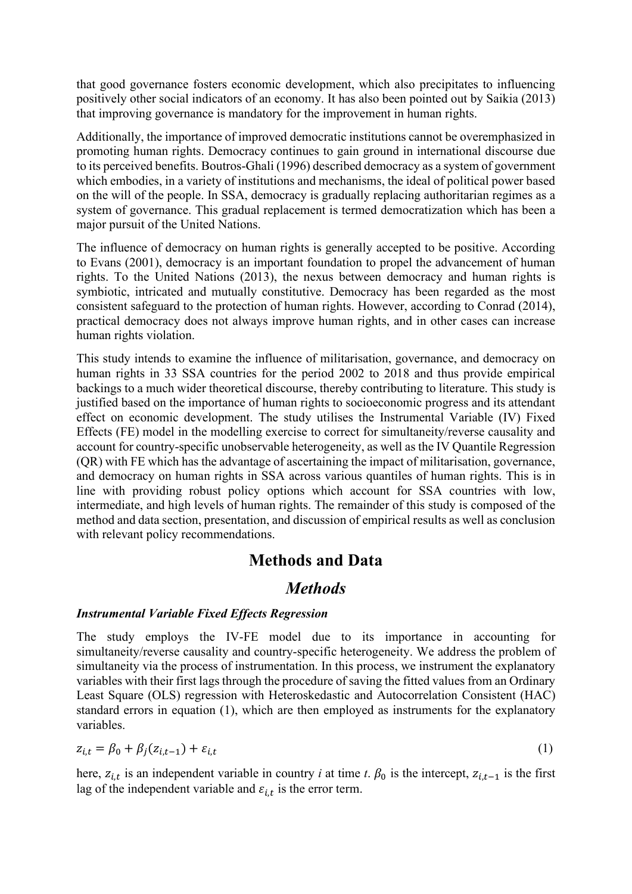that good governance fosters economic development, which also precipitates to influencing positively other social indicators of an economy. It has also been pointed out by Saikia (2013) that improving governance is mandatory for the improvement in human rights.

Additionally, the importance of improved democratic institutions cannot be overemphasized in promoting human rights. Democracy continues to gain ground in international discourse due to its perceived benefits. Boutros-Ghali (1996) described democracy as a system of government which embodies, in a variety of institutions and mechanisms, the ideal of political power based on the will of the people. In SSA, democracy is gradually replacing authoritarian regimes as a system of governance. This gradual replacement is termed democratization which has been a major pursuit of the United Nations.

The influence of democracy on human rights is generally accepted to be positive. According to Evans (2001), democracy is an important foundation to propel the advancement of human rights. To the United Nations (2013), the nexus between democracy and human rights is symbiotic, intricated and mutually constitutive. Democracy has been regarded as the most consistent safeguard to the protection of human rights. However, according to Conrad (2014), practical democracy does not always improve human rights, and in other cases can increase human rights violation.

This study intends to examine the influence of militarisation, governance, and democracy on human rights in 33 SSA countries for the period 2002 to 2018 and thus provide empirical backings to a much wider theoretical discourse, thereby contributing to literature. This study is justified based on the importance of human rights to socioeconomic progress and its attendant effect on economic development. The study utilises the Instrumental Variable (IV) Fixed Effects (FE) model in the modelling exercise to correct for simultaneity/reverse causality and account for country-specific unobservable heterogeneity, as well as the IV Quantile Regression (QR) with FE which has the advantage of ascertaining the impact of militarisation, governance, and democracy on human rights in SSA across various quantiles of human rights. This is in line with providing robust policy options which account for SSA countries with low, intermediate, and high levels of human rights. The remainder of this study is composed of the method and data section, presentation, and discussion of empirical results as well as conclusion with relevant policy recommendations.

## Methods and Data

### *Methods*

#### *Instrumental Variable Fixed Effects Regression*

The study employs the IV-FE model due to its importance in accounting for simultaneity/reverse causality and country-specific heterogeneity. We address the problem of simultaneity via the process of instrumentation. In this process, we instrument the explanatory variables with their first lags through the procedure of saving the fitted values from an Ordinary Least Square (OLS) regression with Heteroskedastic and Autocorrelation Consistent (HAC) standard errors in equation (1), which are then employed as instruments for the explanatory variables.

$$z_{i,t} = \beta_0 + \beta_j(z_{i,t-1}) + \varepsilon_{i,t} \tag{1}$$

here, $z_{i,t}$ is an independent variable in country *i* at time *t*. $\beta_0$ is the intercept, $z_{i,t-1}$ is the first lag of the independent variable and $\varepsilon_{i,t}$ is the error term.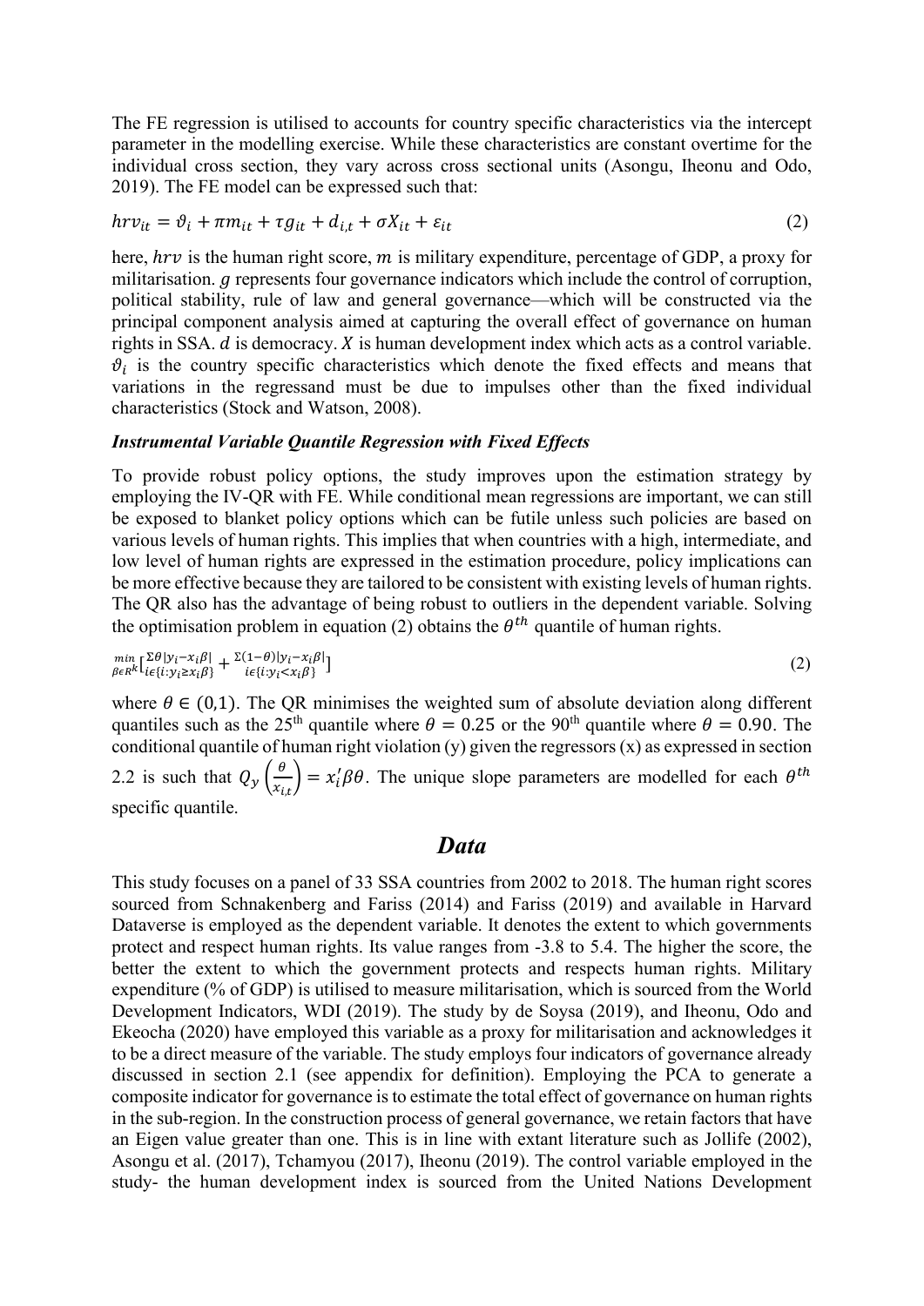The FE regression is utilised to accounts for country specific characteristics via the intercept parameter in the modelling exercise. While these characteristics are constant overtime for the individual cross section, they vary across cross sectional units (Asongu, Iheonu and Odo, 2019). The FE model can be expressed such that:

$$hrv_{it} = \vartheta_i + \pi m_{it} + \tau g_{it} + d_{i,t} + \sigma X_{it} + \varepsilon_{it} \tag{2}$$

here, $hrv$ is the human right score, $m$ is military expenditure, percentage of GDP, a proxy for militarisation. $g$ represents four governance indicators which include the control of corruption, political stability, rule of law and general governance—which will be constructed via the principal component analysis aimed at capturing the overall effect of governance on human rights in SSA. $d$ is democracy. $X$ is human development index which acts as a control variable. $\vartheta_i$ is the country specific characteristics which denote the fixed effects and means that variations in the regressand must be due to impulses other than the fixed individual characteristics (Stock and Watson, 2008).

***Instrumental Variable Quantile Regression with Fixed Effects***

To provide robust policy options, the study improves upon the estimation strategy by employing the IV-QR with FE. While conditional mean regressions are important, we can still be exposed to blanket policy options which can be futile unless such policies are based on various levels of human rights. This implies that when countries with a high, intermediate, and low level of human rights are expressed in the estimation procedure, policy implications can be more effective because they are tailored to be consistent with existing levels of human rights. The QR also has the advantage of being robust to outliers in the dependent variable. Solving the optimisation problem in equation (2) obtains the $\theta^{th}$ quantile of human rights.

$$\min_{\beta \epsilon R^k} \left[ \sum_{i \epsilon \{i: y_i \geq x_i \beta\}} \theta |y_i - x_i \beta| + \sum_{i \epsilon \{i: y_i < x_i \beta\}} (1-\theta) |y_i - x_i \beta| \right] \tag{2}$$

where $\theta \in (0,1)$. The QR minimises the weighted sum of absolute deviation along different quantiles such as the 25th quantile where $\theta = 0.25$ or the 90th quantile where $\theta = 0.90$. The conditional quantile of human right violation (y) given the regressors (x) as expressed in section 2.2 is such that $Q_y\left(\frac{\theta}{x_{i,t}}\right) = x_i' \beta\theta$. The unique slope parameters are modelled for each $\theta^{th}$ specific quantile.

## *Data*

This study focuses on a panel of 33 SSA countries from 2002 to 2018. The human right scores sourced from Schnakenberg and Fariss (2014) and Fariss (2019) and available in Harvard Dataverse is employed as the dependent variable. It denotes the extent to which governments protect and respect human rights. Its value ranges from -3.8 to 5.4. The higher the score, the better the extent to which the government protects and respects human rights. Military expenditure (% of GDP) is utilised to measure militarisation, which is sourced from the World Development Indicators, WDI (2019). The study by de Soysa (2019), and Iheonu, Odo and Ekeocha (2020) have employed this variable as a proxy for militarisation and acknowledges it to be a direct measure of the variable. The study employs four indicators of governance already discussed in section 2.1 (see appendix for definition). Employing the PCA to generate a composite indicator for governance is to estimate the total effect of governance on human rights in the sub-region. In the construction process of general governance, we retain factors that have an Eigen value greater than one. This is in line with extant literature such as Jollife (2002), Asongu et al. (2017), Tchamyou (2017), Iheonu (2019). The control variable employed in the study- the human development index is sourced from the United Nations Development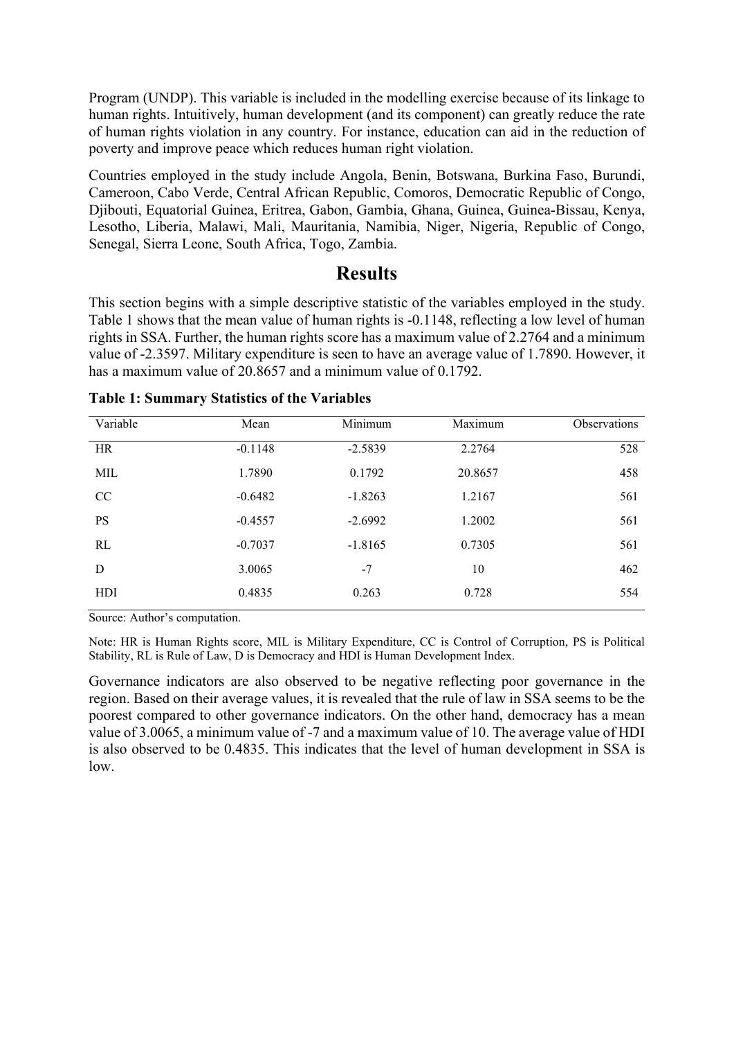Program (UNDP). This variable is included in the modelling exercise because of its linkage to human rights. Intuitively, human development (and its component) can greatly reduce the rate of human rights violation in any country. For instance, education can aid in the reduction of poverty and improve peace which reduces human right violation.

Countries employed in the study include Angola, Benin, Botswana, Burkina Faso, Burundi, Cameroon, Cabo Verde, Central African Republic, Comoros, Democratic Republic of Congo, Djibouti, Equatorial Guinea, Eritrea, Gabon, Gambia, Ghana, Guinea, Guinea-Bissau, Kenya, Lesotho, Liberia, Malawi, Mali, Mauritania, Namibia, Niger, Nigeria, Republic of Congo, Senegal, Sierra Leone, South Africa, Togo, Zambia.

## Results

This section begins with a simple descriptive statistic of the variables employed in the study. Table 1 shows that the mean value of human rights is -0.1148, reflecting a low level of human rights in SSA. Further, the human rights score has a maximum value of 2.2764 and a minimum value of -2.3597. Military expenditure is seen to have an average value of 1.7890. However, it has a maximum value of 20.8657 and a minimum value of 0.1792.

**Table 1: Summary Statistics of the Variables**

| Variable | Mean | Minimum | Maximum | Observations |
|---|---|---|---|---|
| HR | -0.1148 | -2.5839 | 2.2764 | 528 |
| MIL | 1.7890 | 0.1792 | 20.8657 | 458 |
| CC | -0.6482 | -1.8263 | 1.2167 | 561 |
| PS | -0.4557 | -2.6992 | 1.2002 | 561 |
| RL | -0.7037 | -1.8165 | 0.7305 | 561 |
| D | 3.0065 | -7 | 10 | 462 |
| HDI | 0.4835 | 0.263 | 0.728 | 554 |

Source: Author's computation.

Note: HR is Human Rights score, MIL is Military Expenditure, CC is Control of Corruption, PS is Political Stability, RL is Rule of Law, D is Democracy and HDI is Human Development Index.

Governance indicators are also observed to be negative reflecting poor governance in the region. Based on their average values, it is revealed that the rule of law in SSA seems to be the poorest compared to other governance indicators. On the other hand, democracy has a mean value of 3.0065, a minimum value of -7 and a maximum value of 10. The average value of HDI is also observed to be 0.4835. This indicates that the level of human development in SSA is low.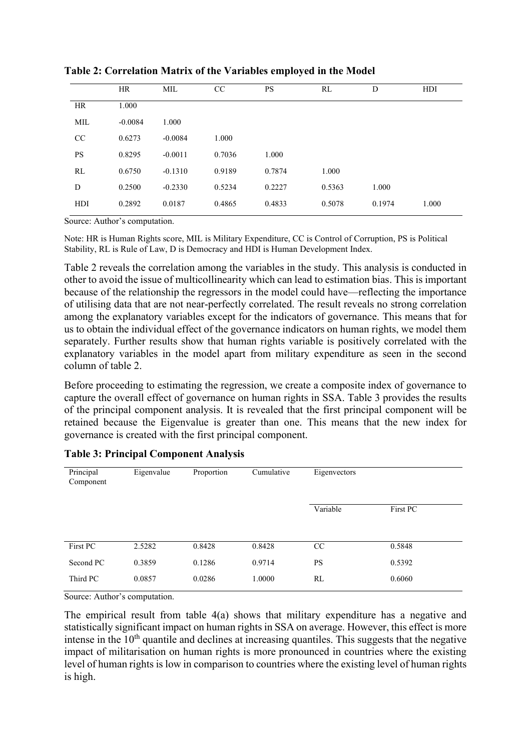**Table 2: Correlation Matrix of the Variables employed in the Model**

| | HR | MIL | CC | PS | RL | D | HDI |
|---|---|---|---|---|---|---|---|
| HR | 1.000 | | | | | | |
| MIL | -0.0084 | 1.000 | | | | | |
| CC | 0.6273 | -0.0084 | 1.000 | | | | |
| PS | 0.8295 | -0.0011 | 0.7036 | 1.000 | | | |
| RL | 0.6750 | -0.1310 | 0.9189 | 0.7874 | 1.000 | | |
| D | 0.2500 | -0.2330 | 0.5234 | 0.2227 | 0.5363 | 1.000 | |
| HDI | 0.2892 | 0.0187 | 0.4865 | 0.4833 | 0.5078 | 0.1974 | 1.000 |

Source: Author's computation.

Note: HR is Human Rights score, MIL is Military Expenditure, CC is Control of Corruption, PS is Political Stability, RL is Rule of Law, D is Democracy and HDI is Human Development Index.

Table 2 reveals the correlation among the variables in the study. This analysis is conducted in other to avoid the issue of multicollinearity which can lead to estimation bias. This is important because of the relationship the regressors in the model could have—reflecting the importance of utilising data that are not near-perfectly correlated. The result reveals no strong correlation among the explanatory variables except for the indicators of governance. This means that for us to obtain the individual effect of the governance indicators on human rights, we model them separately. Further results show that human rights variable is positively correlated with the explanatory variables in the model apart from military expenditure as seen in the second column of table 2.

Before proceeding to estimating the regression, we create a composite index of governance to capture the overall effect of governance on human rights in SSA. Table 3 provides the results of the principal component analysis. It is revealed that the first principal component will be retained because the Eigenvalue is greater than one. This means that the new index for governance is created with the first principal component.

**Table 3: Principal Component Analysis**

| Principal Component | Eigenvalue | Proportion | Cumulative | Eigenvectors | |
|---|---|---|---|---|---|
| | | | | Variable | First PC |
| First PC | 2.5282 | 0.8428 | 0.8428 | CC | 0.5848 |
| Second PC | 0.3859 | 0.1286 | 0.9714 | PS | 0.5392 |
| Third PC | 0.0857 | 0.0286 | 1.0000 | RL | 0.6060 |

Source: Author's computation.

The empirical result from table 4(a) shows that military expenditure has a negative and statistically significant impact on human rights in SSA on average. However, this effect is more intense in the 10th quantile and declines at increasing quantiles. This suggests that the negative impact of militarisation on human rights is more pronounced in countries where the existing level of human rights is low in comparison to countries where the existing level of human rights is high.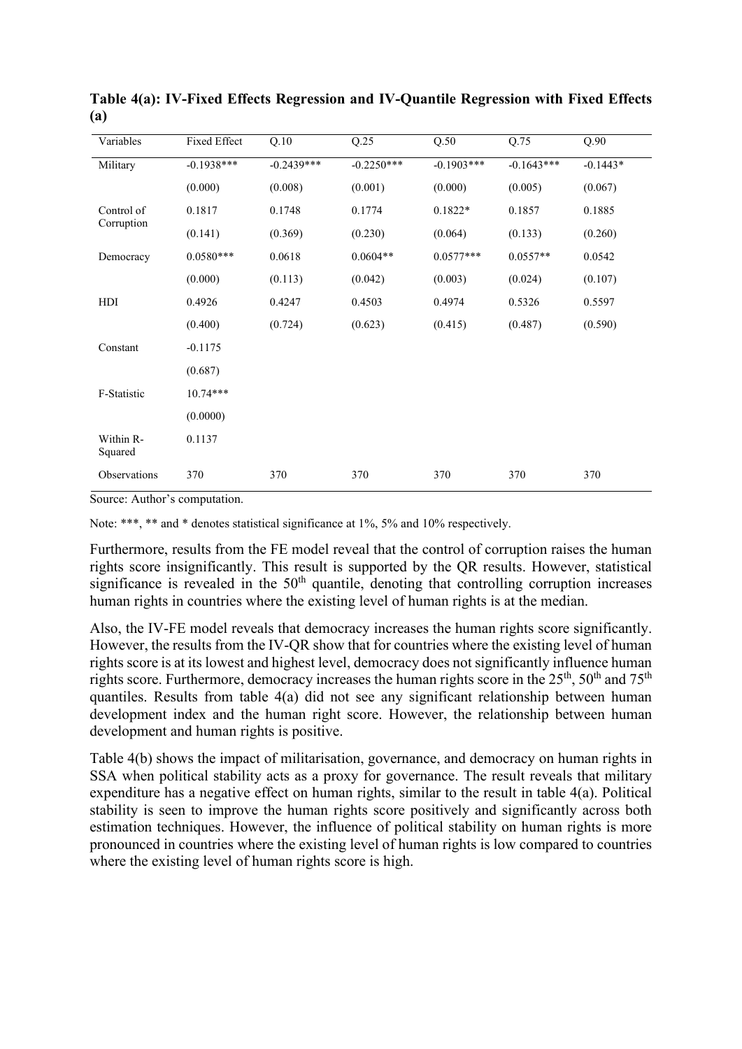**Table 4(a): IV-Fixed Effects Regression and IV-Quantile Regression with Fixed Effects (a)**

| Variables | Fixed Effect | Q.10 | Q.25 | Q.50 | Q.75 | Q.90 |
|---|---|---|---|---|---|---|
| Military | -0.1938*** | -0.2439*** | -0.2250*** | -0.1903*** | -0.1643*** | -0.1443* |
| | (0.000) | (0.008) | (0.001) | (0.000) | (0.005) | (0.067) |
| Control of Corruption | 0.1817 | 0.1748 | 0.1774 | 0.1822* | 0.1857 | 0.1885 |
| | (0.141) | (0.369) | (0.230) | (0.064) | (0.133) | (0.260) |
| Democracy | 0.0580*** | 0.0618 | 0.0604** | 0.0577*** | 0.0557** | 0.0542 |
| | (0.000) | (0.113) | (0.042) | (0.003) | (0.024) | (0.107) |
| HDI | 0.4926 | 0.4247 | 0.4503 | 0.4974 | 0.5326 | 0.5597 |
| | (0.400) | (0.724) | (0.623) | (0.415) | (0.487) | (0.590) |
| Constant | -0.1175 | | | | | |
| | (0.687) | | | | | |
| F-Statistic | 10.74*** | | | | | |
| | (0.0000) | | | | | |
| Within R-Squared | 0.1137 | | | | | |
| Observations | 370 | 370 | 370 | 370 | 370 | 370 |

Source: Author's computation.

Note: ***, ** and * denotes statistical significance at 1%, 5% and 10% respectively.

Furthermore, results from the FE model reveal that the control of corruption raises the human rights score insignificantly. This result is supported by the QR results. However, statistical significance is revealed in the 50th quantile, denoting that controlling corruption increases human rights in countries where the existing level of human rights is at the median.

Also, the IV-FE model reveals that democracy increases the human rights score significantly. However, the results from the IV-QR show that for countries where the existing level of human rights score is at its lowest and highest level, democracy does not significantly influence human rights score. Furthermore, democracy increases the human rights score in the 25th, 50th and 75th quantiles. Results from table 4(a) did not see any significant relationship between human development index and the human right score. However, the relationship between human development and human rights is positive.

Table 4(b) shows the impact of militarisation, governance, and democracy on human rights in SSA when political stability acts as a proxy for governance. The result reveals that military expenditure has a negative effect on human rights, similar to the result in table 4(a). Political stability is seen to improve the human rights score positively and significantly across both estimation techniques. However, the influence of political stability on human rights is more pronounced in countries where the existing level of human rights is low compared to countries where the existing level of human rights score is high.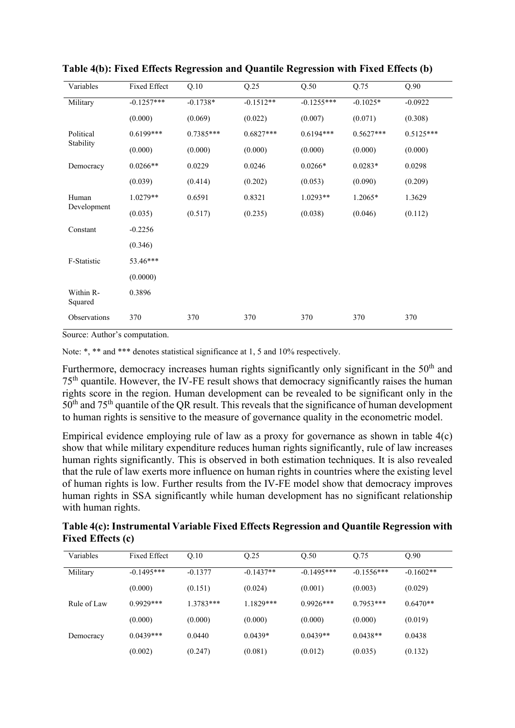**Table 4(b): Fixed Effects Regression and Quantile Regression with Fixed Effects (b)**

| Variables | Fixed Effect | Q.10 | Q.25 | Q.50 | Q.75 | Q.90 |
|---|---|---|---|---|---|---|
| Military | -0.1257*** | -0.1738* | -0.1512** | -0.1255*** | -0.1025* | -0.0922 |
| | (0.000) | (0.069) | (0.022) | (0.007) | (0.071) | (0.308) |
| Political Stability | 0.6199*** | 0.7385*** | 0.6827*** | 0.6194*** | 0.5627*** | 0.5125*** |
| | (0.000) | (0.000) | (0.000) | (0.000) | (0.000) | (0.000) |
| Democracy | 0.0266** | 0.0229 | 0.0246 | 0.0266* | 0.0283* | 0.0298 |
| | (0.039) | (0.414) | (0.202) | (0.053) | (0.090) | (0.209) |
| Human Development | 1.0279** | 0.6591 | 0.8321 | 1.0293** | 1.2065* | 1.3629 |
| | (0.035) | (0.517) | (0.235) | (0.038) | (0.046) | (0.112) |
| Constant | -0.2256 | | | | | |
| | (0.346) | | | | | |
| F-Statistic | 53.46*** | | | | | |
| | (0.0000) | | | | | |
| Within R-Squared | 0.3896 | | | | | |
| Observations | 370 | 370 | 370 | 370 | 370 | 370 |

Source: Author's computation.

Note: *, ** and *** denotes statistical significance at 1, 5 and 10% respectively.

Furthermore, democracy increases human rights significantly only significant in the 50th and 75th quantile. However, the IV-FE result shows that democracy significantly raises the human rights score in the region. Human development can be revealed to be significant only in the 50th and 75th quantile of the QR result. This reveals that the significance of human development to human rights is sensitive to the measure of governance quality in the econometric model.

Empirical evidence employing rule of law as a proxy for governance as shown in table 4(c) show that while military expenditure reduces human rights significantly, rule of law increases human rights significantly. This is observed in both estimation techniques. It is also revealed that the rule of law exerts more influence on human rights in countries where the existing level of human rights is low. Further results from the IV-FE model show that democracy improves human rights in SSA significantly while human development has no significant relationship with human rights.

**Table 4(c): Instrumental Variable Fixed Effects Regression and Quantile Regression with Fixed Effects (c)**

| Variables | Fixed Effect | Q.10 | Q.25 | Q.50 | Q.75 | Q.90 |
|---|---|---|---|---|---|---|
| Military | -0.1495*** | -0.1377 | -0.1437** | -0.1495*** | -0.1556*** | -0.1602** |
| | (0.000) | (0.151) | (0.024) | (0.001) | (0.003) | (0.029) |
| Rule of Law | 0.9929*** | 1.3783*** | 1.1829*** | 0.9926*** | 0.7953*** | 0.6470** |
| | (0.000) | (0.000) | (0.000) | (0.000) | (0.000) | (0.019) |
| Democracy | 0.0439*** | 0.0440 | 0.0439* | 0.0439** | 0.0438** | 0.0438 |
| | (0.002) | (0.247) | (0.081) | (0.012) | (0.035) | (0.132) |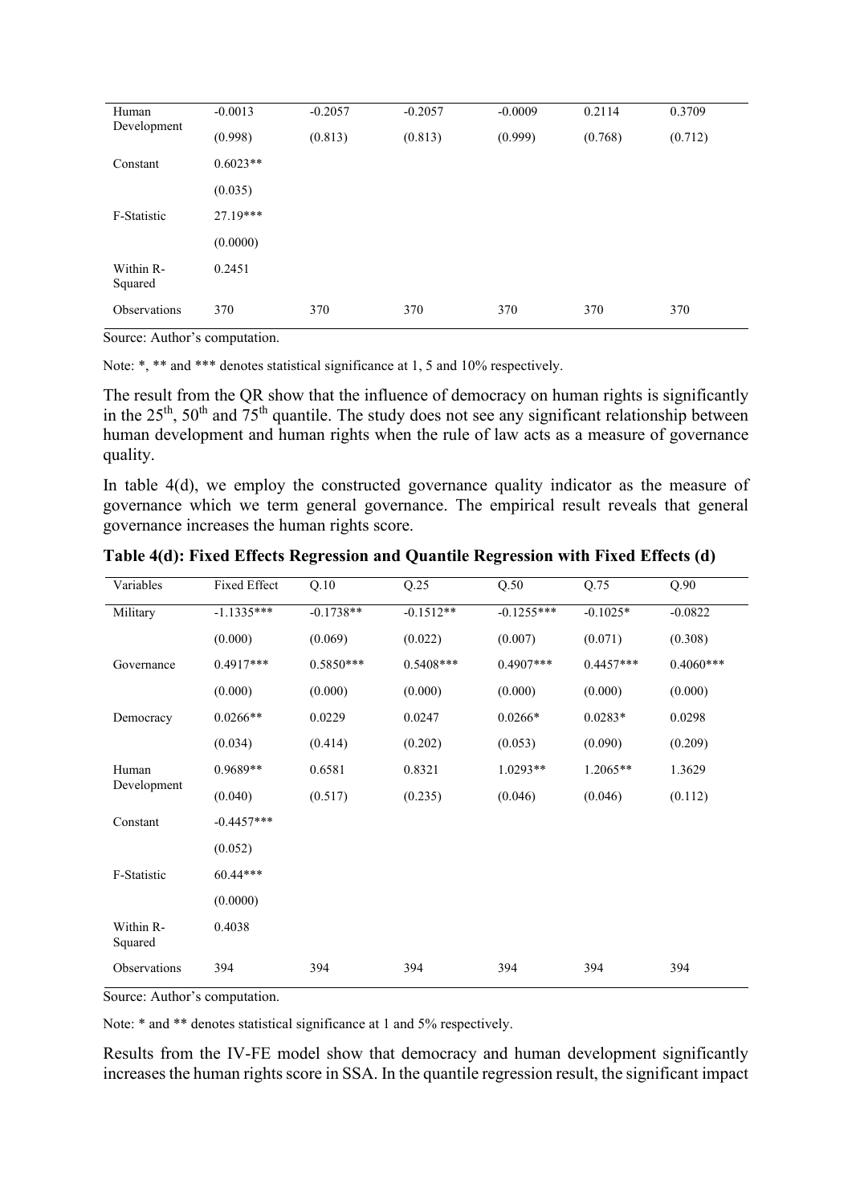| Human Development | -0.0013 | -0.2057 | -0.2057 | -0.0009 | 0.2114 | 0.3709 |
|---|---|---|---|---|---|---|
| | (0.998) | (0.813) | (0.813) | (0.999) | (0.768) | (0.712) |
| Constant | 0.6023** | | | | | |
| | (0.035) | | | | | |
| F-Statistic | 27.19*** | | | | | |
| | (0.0000) | | | | | |
| Within R-Squared | 0.2451 | | | | | |
| Observations | 370 | 370 | 370 | 370 | 370 | 370 |

Source: Author's computation.

Note: *, ** and *** denotes statistical significance at 1, 5 and 10% respectively.

The result from the QR show that the influence of democracy on human rights is significantly in the 25th, 50th and 75th quantile. The study does not see any significant relationship between human development and human rights when the rule of law acts as a measure of governance quality.

In table 4(d), we employ the constructed governance quality indicator as the measure of governance which we term general governance. The empirical result reveals that general governance increases the human rights score.

**Table 4(d): Fixed Effects Regression and Quantile Regression with Fixed Effects (d)**

| Variables | Fixed Effect | Q.10 | Q.25 | Q.50 | Q.75 | Q.90 |
|---|---|---|---|---|---|---|
| Military | -1.1335*** | -0.1738** | -0.1512** | -0.1255*** | -0.1025* | -0.0822 |
| | (0.000) | (0.069) | (0.022) | (0.007) | (0.071) | (0.308) |
| Governance | 0.4917*** | 0.5850*** | 0.5408*** | 0.4907*** | 0.4457*** | 0.4060*** |
| | (0.000) | (0.000) | (0.000) | (0.000) | (0.000) | (0.000) |
| Democracy | 0.0266** | 0.0229 | 0.0247 | 0.0266* | 0.0283* | 0.0298 |
| | (0.034) | (0.414) | (0.202) | (0.053) | (0.090) | (0.209) |
| Human Development | 0.9689** | 0.6581 | 0.8321 | 1.0293** | 1.2065** | 1.3629 |
| | (0.040) | (0.517) | (0.235) | (0.046) | (0.046) | (0.112) |
| Constant | -0.4457*** | | | | | |
| | (0.052) | | | | | |
| F-Statistic | 60.44*** | | | | | |
| | (0.0000) | | | | | |
| Within R-Squared | 0.4038 | | | | | |
| Observations | 394 | 394 | 394 | 394 | 394 | 394 |

Source: Author's computation.

Note: * and ** denotes statistical significance at 1 and 5% respectively.

Results from the IV-FE model show that democracy and human development significantly increases the human rights score in SSA. In the quantile regression result, the significant impact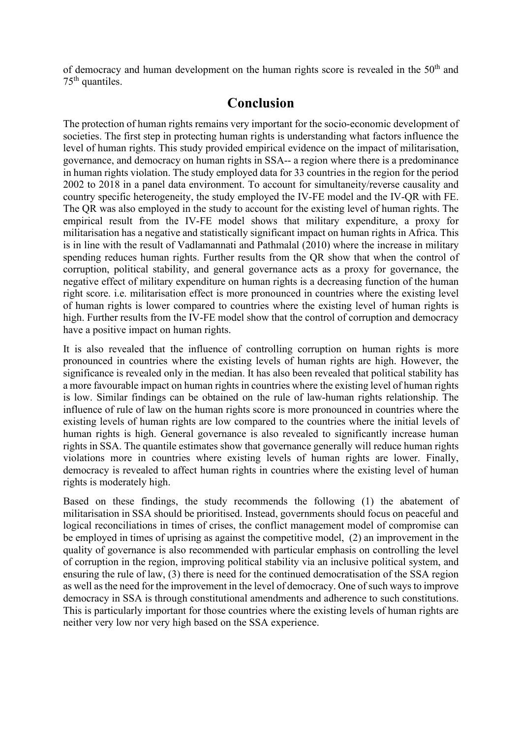of democracy and human development on the human rights score is revealed in the 50th and 75th quantiles.

## Conclusion

The protection of human rights remains very important for the socio-economic development of societies. The first step in protecting human rights is understanding what factors influence the level of human rights. This study provided empirical evidence on the impact of militarisation, governance, and democracy on human rights in SSA-- a region where there is a predominance in human rights violation. The study employed data for 33 countries in the region for the period 2002 to 2018 in a panel data environment. To account for simultaneity/reverse causality and country specific heterogeneity, the study employed the IV-FE model and the IV-QR with FE. The QR was also employed in the study to account for the existing level of human rights. The empirical result from the IV-FE model shows that military expenditure, a proxy for militarisation has a negative and statistically significant impact on human rights in Africa. This is in line with the result of Vadlamannati and Pathmalal (2010) where the increase in military spending reduces human rights. Further results from the QR show that when the control of corruption, political stability, and general governance acts as a proxy for governance, the negative effect of military expenditure on human rights is a decreasing function of the human right score. i.e. militarisation effect is more pronounced in countries where the existing level of human rights is lower compared to countries where the existing level of human rights is high. Further results from the IV-FE model show that the control of corruption and democracy have a positive impact on human rights.

It is also revealed that the influence of controlling corruption on human rights is more pronounced in countries where the existing levels of human rights are high. However, the significance is revealed only in the median. It has also been revealed that political stability has a more favourable impact on human rights in countries where the existing level of human rights is low. Similar findings can be obtained on the rule of law-human rights relationship. The influence of rule of law on the human rights score is more pronounced in countries where the existing levels of human rights are low compared to the countries where the initial levels of human rights is high. General governance is also revealed to significantly increase human rights in SSA. The quantile estimates show that governance generally will reduce human rights violations more in countries where existing levels of human rights are lower. Finally, democracy is revealed to affect human rights in countries where the existing level of human rights is moderately high.

Based on these findings, the study recommends the following (1) the abatement of militarisation in SSA should be prioritised. Instead, governments should focus on peaceful and logical reconciliations in times of crises, the conflict management model of compromise can be employed in times of uprising as against the competitive model, (2) an improvement in the quality of governance is also recommended with particular emphasis on controlling the level of corruption in the region, improving political stability via an inclusive political system, and ensuring the rule of law, (3) there is need for the continued democratisation of the SSA region as well as the need for the improvement in the level of democracy. One of such ways to improve democracy in SSA is through constitutional amendments and adherence to such constitutions. This is particularly important for those countries where the existing levels of human rights are neither very low nor very high based on the SSA experience.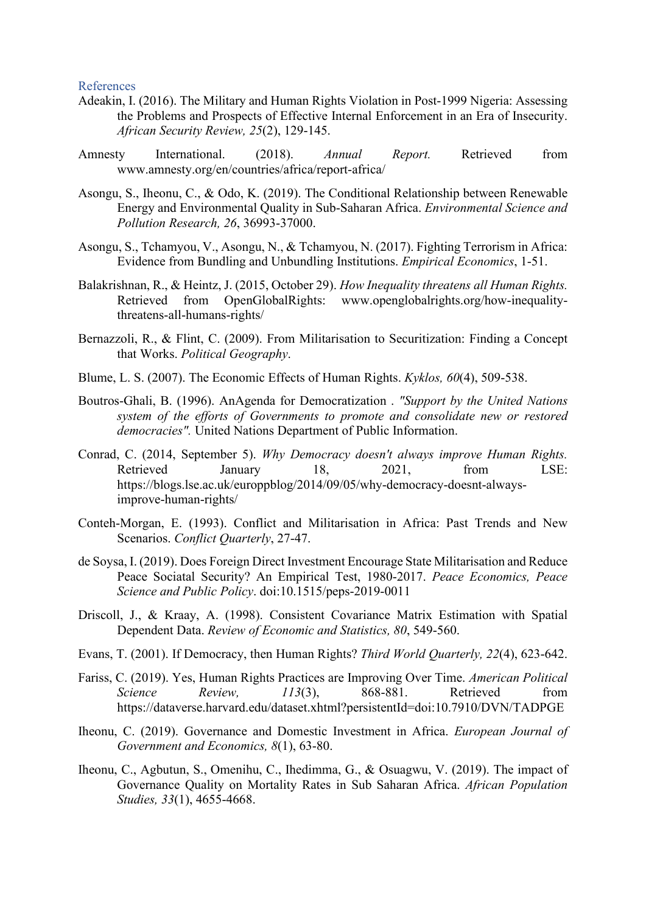## References

Adeakin, I. (2016). The Military and Human Rights Violation in Post-1999 Nigeria: Assessing the Problems and Prospects of Effective Internal Enforcement in an Era of Insecurity. *African Security Review, 25*(2), 129-145.

Amnesty International. (2018). *Annual Report.* Retrieved from www.amnesty.org/en/countries/africa/report-africa/

Asongu, S., Iheonu, C., & Odo, K. (2019). The Conditional Relationship between Renewable Energy and Environmental Quality in Sub-Saharan Africa. *Environmental Science and Pollution Research, 26*, 36993-37000.

Asongu, S., Tchamyou, V., Asongu, N., & Tchamyou, N. (2017). Fighting Terrorism in Africa: Evidence from Bundling and Unbundling Institutions. *Empirical Economics*, 1-51.

Balakrishnan, R., & Heintz, J. (2015, October 29). *How Inequality threatens all Human Rights.* Retrieved from OpenGlobalRights: www.openglobalrights.org/how-inequality-threatens-all-humans-rights/

Bernazzoli, R., & Flint, C. (2009). From Militarisation to Securitization: Finding a Concept that Works. *Political Geography*.

Blume, L. S. (2007). The Economic Effects of Human Rights. *Kyklos, 60*(4), 509-538.

Boutros-Ghali, B. (1996). AnAgenda for Democratization . *"Support by the United Nations system of the efforts of Governments to promote and consolidate new or restored democracies".* United Nations Department of Public Information.

Conrad, C. (2014, September 5). *Why Democracy doesn't always improve Human Rights.* Retrieved January 18, 2021, from LSE: https://blogs.lse.ac.uk/europpblog/2014/09/05/why-democracy-doesnt-always-improve-human-rights/

Conteh-Morgan, E. (1993). Conflict and Militarisation in Africa: Past Trends and New Scenarios. *Conflict Quarterly*, 27-47.

de Soysa, I. (2019). Does Foreign Direct Investment Encourage State Militarisation and Reduce Peace Sociatal Security? An Empirical Test, 1980-2017. *Peace Economics, Peace Science and Public Policy*. doi:10.1515/peps-2019-0011

Driscoll, J., & Kraay, A. (1998). Consistent Covariance Matrix Estimation with Spatial Dependent Data. *Review of Economic and Statistics, 80*, 549-560.

Evans, T. (2001). If Democracy, then Human Rights? *Third World Quarterly, 22*(4), 623-642.

Fariss, C. (2019). Yes, Human Rights Practices are Improving Over Time. *American Political Science Review, 113*(3), 868-881. Retrieved from https://dataverse.harvard.edu/dataset.xhtml?persistentId=doi:10.7910/DVN/TADPGE

Iheonu, C. (2019). Governance and Domestic Investment in Africa. *European Journal of Government and Economics, 8*(1), 63-80.

Iheonu, C., Agbutun, S., Omenihu, C., Ihedimma, G., & Osuagwu, V. (2019). The impact of Governance Quality on Mortality Rates in Sub Saharan Africa. *African Population Studies, 33*(1), 4655-4668.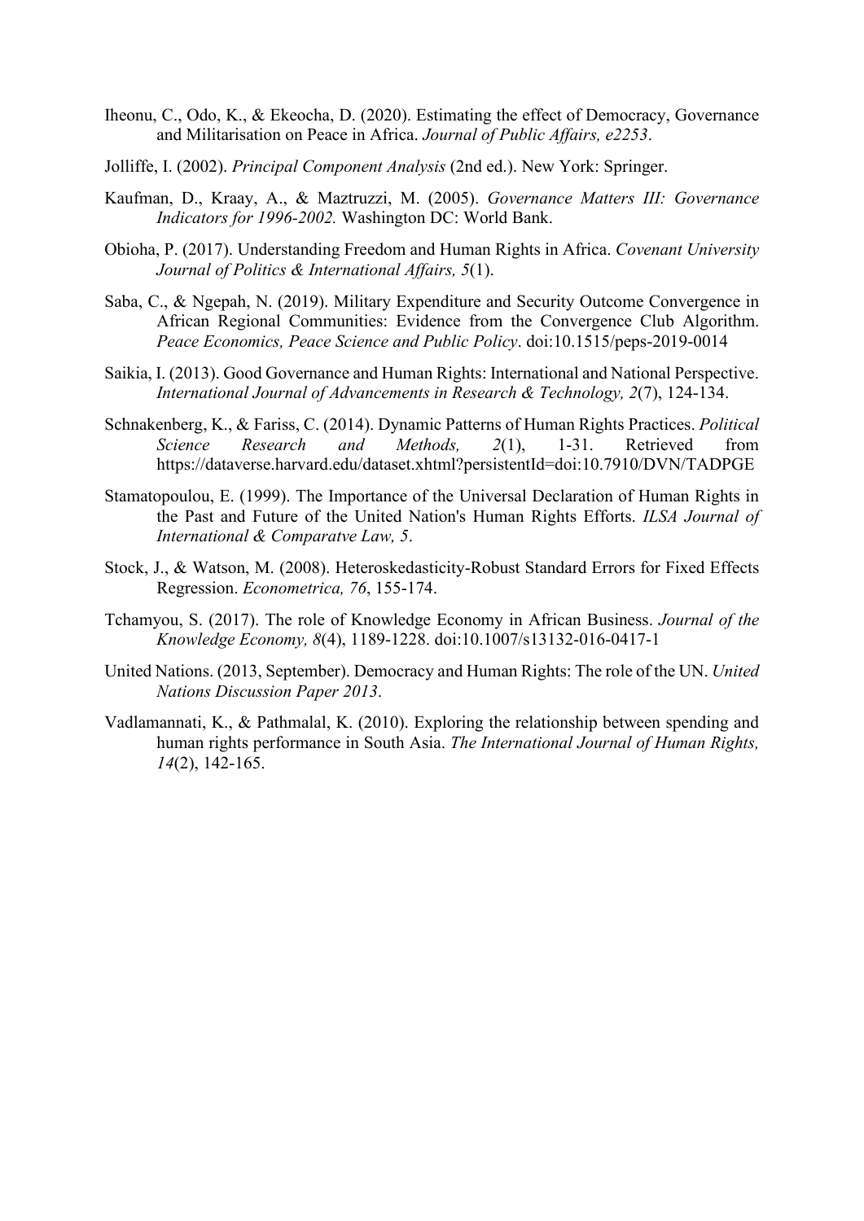Iheonu, C., Odo, K., & Ekeocha, D. (2020). Estimating the effect of Democracy, Governance and Militarisation on Peace in Africa. *Journal of Public Affairs, e2253*.

Jolliffe, I. (2002). *Principal Component Analysis* (2nd ed.). New York: Springer.

Kaufman, D., Kraay, A., & Maztruzzi, M. (2005). *Governance Matters III: Governance Indicators for 1996-2002.* Washington DC: World Bank.

Obioha, P. (2017). Understanding Freedom and Human Rights in Africa. *Covenant University Journal of Politics & International Affairs, 5*(1).

Saba, C., & Ngepah, N. (2019). Military Expenditure and Security Outcome Convergence in African Regional Communities: Evidence from the Convergence Club Algorithm. *Peace Economics, Peace Science and Public Policy*. doi:10.1515/peps-2019-0014

Saikia, I. (2013). Good Governance and Human Rights: International and National Perspective. *International Journal of Advancements in Research & Technology, 2*(7), 124-134.

Schnakenberg, K., & Fariss, C. (2014). Dynamic Patterns of Human Rights Practices. *Political Science Research and Methods, 2*(1), 1-31. Retrieved from https://dataverse.harvard.edu/dataset.xhtml?persistentId=doi:10.7910/DVN/TADPGE

Stamatopoulou, E. (1999). The Importance of the Universal Declaration of Human Rights in the Past and Future of the United Nation's Human Rights Efforts. *ILSA Journal of International & Comparatve Law, 5*.

Stock, J., & Watson, M. (2008). Heteroskedasticity-Robust Standard Errors for Fixed Effects Regression. *Econometrica, 76*, 155-174.

Tchamyou, S. (2017). The role of Knowledge Economy in African Business. *Journal of the Knowledge Economy, 8*(4), 1189-1228. doi:10.1007/s13132-016-0417-1

United Nations. (2013, September). Democracy and Human Rights: The role of the UN. *United Nations Discussion Paper 2013*.

Vadlamannati, K., & Pathmalal, K. (2010). Exploring the relationship between spending and human rights performance in South Asia. *The International Journal of Human Rights, 14*(2), 142-165.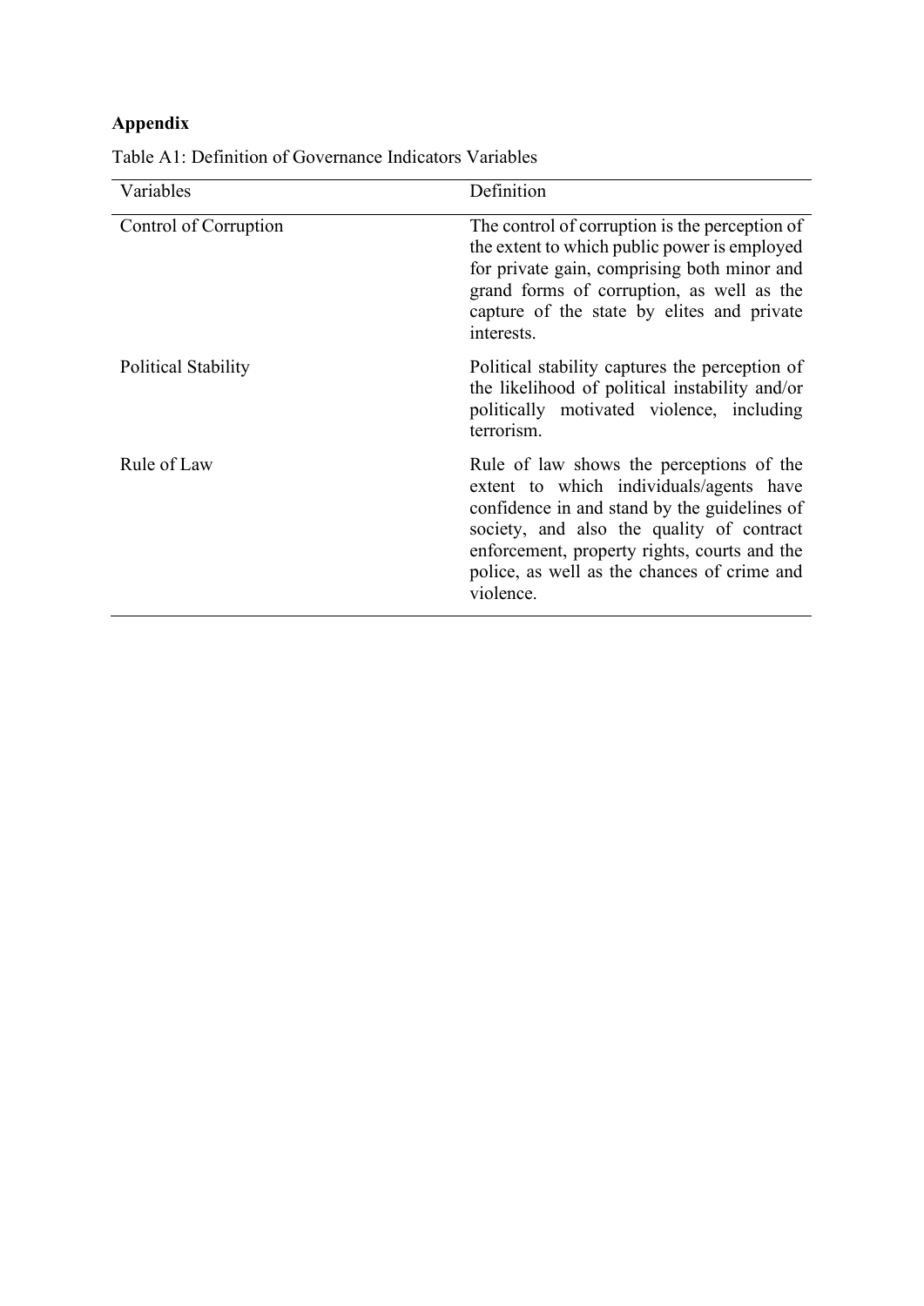**Appendix**

Table A1: Definition of Governance Indicators Variables

| Variables | Definition |
|---|---|
| Control of Corruption | The control of corruption is the perception of the extent to which public power is employed for private gain, comprising both minor and grand forms of corruption, as well as the capture of the state by elites and private interests. |
| Political Stability | Political stability captures the perception of the likelihood of political instability and/or politically motivated violence, including terrorism. |
| Rule of Law | Rule of law shows the perceptions of the extent to which individuals/agents have confidence in and stand by the guidelines of society, and also the quality of contract enforcement, property rights, courts and the police, as well as the chances of crime and violence. |